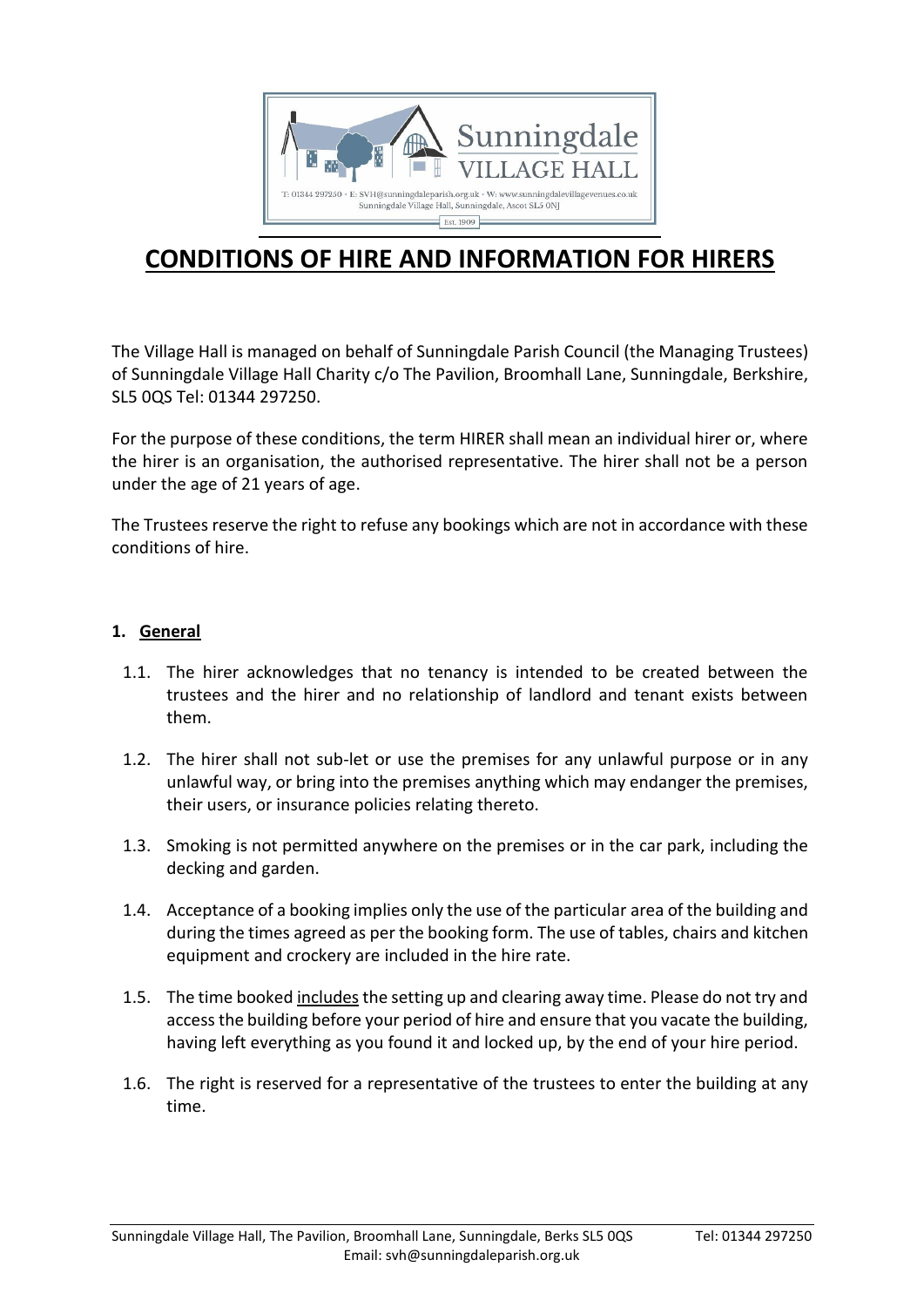# CONDITIONS OF HIRE AND INFORMATION FOR HIRERS

The Village Hall is managed on behalf of Sunningdale Parish Council (the Managing Trustees) of Sunningdale Village Hall Charity c/o The Pavilion, Broomhall Lane, Sunningdale, Berkshire, SL5 0QS Tel: 01344 297250.

For the purpose of these conditions, the term HIRER shall mean an individual hirer or, where the hirer is an organisation, the authorised representative. The hirer shall not be a person under the age of 21 years of age.

The Trustees reserve the right to refuse any bookings which are not in accordance with these conditions of hire.

## 1. General

1.1. The hirer acknowledges that no tenancy is intended to be created between the trustees and the hirer and no relationship of landlord and tenant exists between them.

1.2. The hirer shall not sub-let or use the premises for any unlawful purpose or in any unlawful way, or bring into the premises anything which may endanger the premises, their users, or insurance policies relating thereto.

1.3. Smoking is not permitted anywhere on the premises or in the car park, including the decking and garden.

1.4. Acceptance of a booking implies only the use of the particular area of the building and during the times agreed as per the booking form. The use of tables, chairs and kitchen equipment and crockery are included in the hire rate.

1.5. The time booked includes the setting up and clearing away time. Please do not try and access the building before your period of hire and ensure that you vacate the building, having left everything as you found it and locked up, by the end of your hire period.

1.6. The right is reserved for a representative of the trustees to enter the building at any time.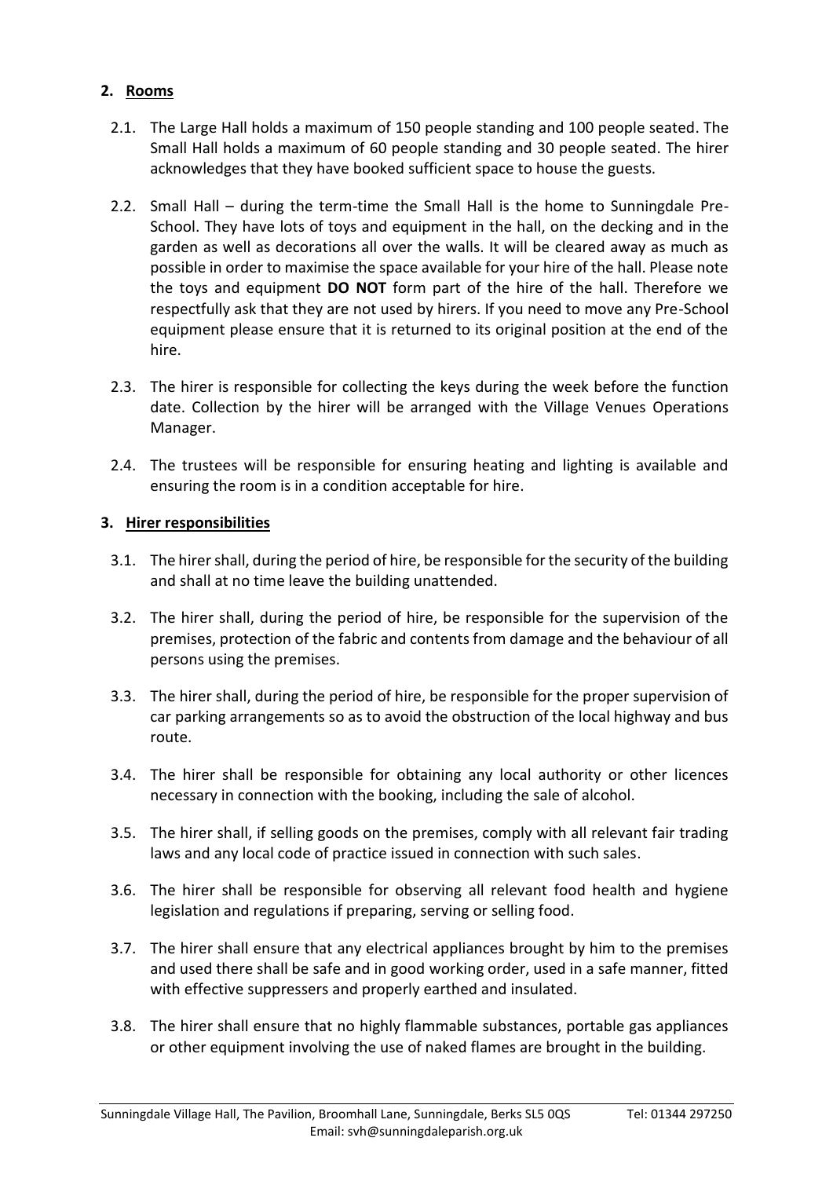## 2. Rooms

2.1. The Large Hall holds a maximum of 150 people standing and 100 people seated. The Small Hall holds a maximum of 60 people standing and 30 people seated. The hirer acknowledges that they have booked sufficient space to house the guests.

2.2. Small Hall – during the term-time the Small Hall is the home to Sunningdale Pre-School. They have lots of toys and equipment in the hall, on the decking and in the garden as well as decorations all over the walls. It will be cleared away as much as possible in order to maximise the space available for your hire of the hall. Please note the toys and equipment **DO NOT** form part of the hire of the hall. Therefore we respectfully ask that they are not used by hirers. If you need to move any Pre-School equipment please ensure that it is returned to its original position at the end of the hire.

2.3. The hirer is responsible for collecting the keys during the week before the function date. Collection by the hirer will be arranged with the Village Venues Operations Manager.

2.4. The trustees will be responsible for ensuring heating and lighting is available and ensuring the room is in a condition acceptable for hire.

## 3. Hirer responsibilities

3.1. The hirer shall, during the period of hire, be responsible for the security of the building and shall at no time leave the building unattended.

3.2. The hirer shall, during the period of hire, be responsible for the supervision of the premises, protection of the fabric and contents from damage and the behaviour of all persons using the premises.

3.3. The hirer shall, during the period of hire, be responsible for the proper supervision of car parking arrangements so as to avoid the obstruction of the local highway and bus route.

3.4. The hirer shall be responsible for obtaining any local authority or other licences necessary in connection with the booking, including the sale of alcohol.

3.5. The hirer shall, if selling goods on the premises, comply with all relevant fair trading laws and any local code of practice issued in connection with such sales.

3.6. The hirer shall be responsible for observing all relevant food health and hygiene legislation and regulations if preparing, serving or selling food.

3.7. The hirer shall ensure that any electrical appliances brought by him to the premises and used there shall be safe and in good working order, used in a safe manner, fitted with effective suppressers and properly earthed and insulated.

3.8. The hirer shall ensure that no highly flammable substances, portable gas appliances or other equipment involving the use of naked flames are brought in the building.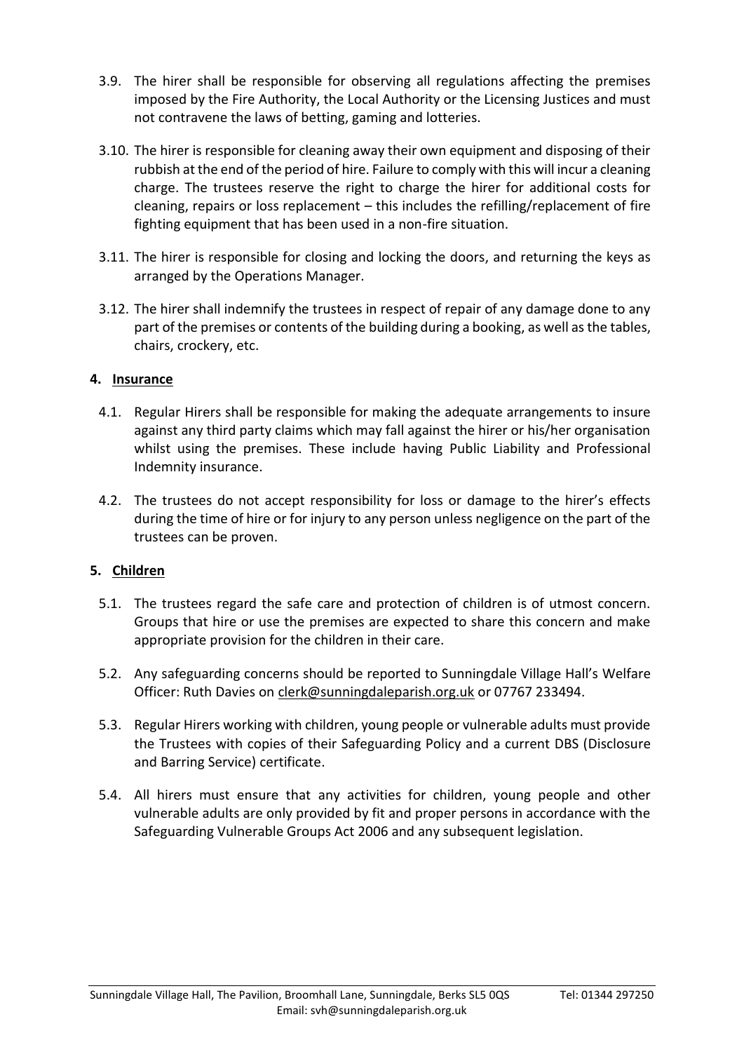3.9. The hirer shall be responsible for observing all regulations affecting the premises imposed by the Fire Authority, the Local Authority or the Licensing Justices and must not contravene the laws of betting, gaming and lotteries.

3.10. The hirer is responsible for cleaning away their own equipment and disposing of their rubbish at the end of the period of hire. Failure to comply with this will incur a cleaning charge. The trustees reserve the right to charge the hirer for additional costs for cleaning, repairs or loss replacement – this includes the refilling/replacement of fire fighting equipment that has been used in a non-fire situation.

3.11. The hirer is responsible for closing and locking the doors, and returning the keys as arranged by the Operations Manager.

3.12. The hirer shall indemnify the trustees in respect of repair of any damage done to any part of the premises or contents of the building during a booking, as well as the tables, chairs, crockery, etc.

## 4. Insurance

4.1. Regular Hirers shall be responsible for making the adequate arrangements to insure against any third party claims which may fall against the hirer or his/her organisation whilst using the premises. These include having Public Liability and Professional Indemnity insurance.

4.2. The trustees do not accept responsibility for loss or damage to the hirer's effects during the time of hire or for injury to any person unless negligence on the part of the trustees can be proven.

## 5. Children

5.1. The trustees regard the safe care and protection of children is of utmost concern. Groups that hire or use the premises are expected to share this concern and make appropriate provision for the children in their care.

5.2. Any safeguarding concerns should be reported to Sunningdale Village Hall's Welfare Officer: Ruth Davies on clerk@sunningdaleparish.org.uk or 07767 233494.

5.3. Regular Hirers working with children, young people or vulnerable adults must provide the Trustees with copies of their Safeguarding Policy and a current DBS (Disclosure and Barring Service) certificate.

5.4. All hirers must ensure that any activities for children, young people and other vulnerable adults are only provided by fit and proper persons in accordance with the Safeguarding Vulnerable Groups Act 2006 and any subsequent legislation.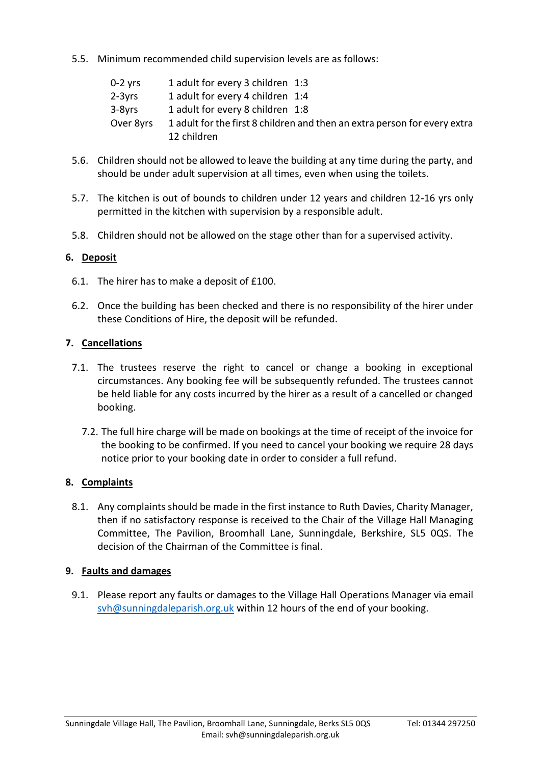5.5. Minimum recommended child supervision levels are as follows:

| | | |
|---|---|---|
| 0-2 yrs | 1 adult for every 3 children | 1:3 |
| 2-3yrs | 1 adult for every 4 children | 1:4 |
| 3-8yrs | 1 adult for every 8 children | 1:8 |
| Over 8yrs | 1 adult for the first 8 children and then an extra person for every extra 12 children | |

5.6. Children should not be allowed to leave the building at any time during the party, and should be under adult supervision at all times, even when using the toilets.

5.7. The kitchen is out of bounds to children under 12 years and children 12-16 yrs only permitted in the kitchen with supervision by a responsible adult.

5.8. Children should not be allowed on the stage other than for a supervised activity.

## 6. Deposit

6.1. The hirer has to make a deposit of £100.

6.2. Once the building has been checked and there is no responsibility of the hirer under these Conditions of Hire, the deposit will be refunded.

## 7. Cancellations

7.1. The trustees reserve the right to cancel or change a booking in exceptional circumstances. Any booking fee will be subsequently refunded. The trustees cannot be held liable for any costs incurred by the hirer as a result of a cancelled or changed booking.

7.2. The full hire charge will be made on bookings at the time of receipt of the invoice for the booking to be confirmed. If you need to cancel your booking we require 28 days notice prior to your booking date in order to consider a full refund.

## 8. Complaints

8.1. Any complaints should be made in the first instance to Ruth Davies, Charity Manager, then if no satisfactory response is received to the Chair of the Village Hall Managing Committee, The Pavilion, Broomhall Lane, Sunningdale, Berkshire, SL5 0QS. The decision of the Chairman of the Committee is final.

## 9. Faults and damages

9.1. Please report any faults or damages to the Village Hall Operations Manager via email svh@sunningdaleparish.org.uk within 12 hours of the end of your booking.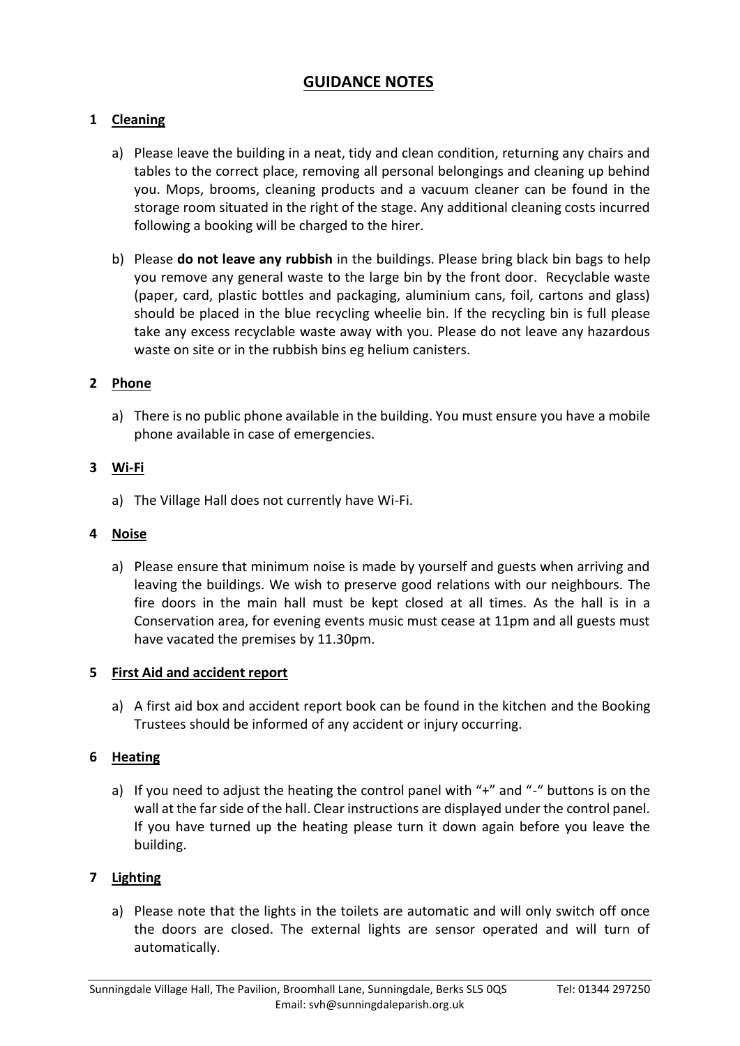# GUIDANCE NOTES

## 1 Cleaning

a) Please leave the building in a neat, tidy and clean condition, returning any chairs and tables to the correct place, removing all personal belongings and cleaning up behind you. Mops, brooms, cleaning products and a vacuum cleaner can be found in the storage room situated in the right of the stage. Any additional cleaning costs incurred following a booking will be charged to the hirer.

b) Please **do not leave any rubbish** in the buildings. Please bring black bin bags to help you remove any general waste to the large bin by the front door. Recyclable waste (paper, card, plastic bottles and packaging, aluminium cans, foil, cartons and glass) should be placed in the blue recycling wheelie bin. If the recycling bin is full please take any excess recyclable waste away with you. Please do not leave any hazardous waste on site or in the rubbish bins eg helium canisters.

## 2 Phone

a) There is no public phone available in the building. You must ensure you have a mobile phone available in case of emergencies.

## 3 Wi-Fi

a) The Village Hall does not currently have Wi-Fi.

## 4 Noise

a) Please ensure that minimum noise is made by yourself and guests when arriving and leaving the buildings. We wish to preserve good relations with our neighbours. The fire doors in the main hall must be kept closed at all times. As the hall is in a Conservation area, for evening events music must cease at 11pm and all guests must have vacated the premises by 11.30pm.

## 5 First Aid and accident report

a) A first aid box and accident report book can be found in the kitchen and the Booking Trustees should be informed of any accident or injury occurring.

## 6 Heating

a) If you need to adjust the heating the control panel with "+" and "-" buttons is on the wall at the far side of the hall. Clear instructions are displayed under the control panel. If you have turned up the heating please turn it down again before you leave the building.

## 7 Lighting

a) Please note that the lights in the toilets are automatic and will only switch off once the doors are closed. The external lights are sensor operated and will turn of automatically.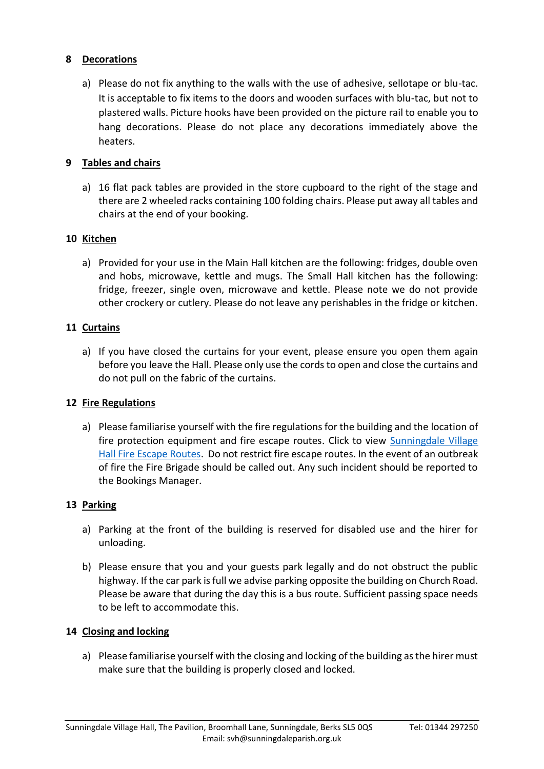## 8 Decorations

a) Please do not fix anything to the walls with the use of adhesive, sellotape or blu-tac. It is acceptable to fix items to the doors and wooden surfaces with blu-tac, but not to plastered walls. Picture hooks have been provided on the picture rail to enable you to hang decorations. Please do not place any decorations immediately above the heaters.

## 9 Tables and chairs

a) 16 flat pack tables are provided in the store cupboard to the right of the stage and there are 2 wheeled racks containing 100 folding chairs. Please put away all tables and chairs at the end of your booking.

## 10 Kitchen

a) Provided for your use in the Main Hall kitchen are the following: fridges, double oven and hobs, microwave, kettle and mugs. The Small Hall kitchen has the following: fridge, freezer, single oven, microwave and kettle. Please note we do not provide other crockery or cutlery. Please do not leave any perishables in the fridge or kitchen.

## 11 Curtains

a) If you have closed the curtains for your event, please ensure you open them again before you leave the Hall. Please only use the cords to open and close the curtains and do not pull on the fabric of the curtains.

## 12 Fire Regulations

a) Please familiarise yourself with the fire regulations for the building and the location of fire protection equipment and fire escape routes. Click to view [Sunningdale Village Hall Fire Escape Routes](). Do not restrict fire escape routes. In the event of an outbreak of fire the Fire Brigade should be called out. Any such incident should be reported to the Bookings Manager.

## 13 Parking

a) Parking at the front of the building is reserved for disabled use and the hirer for unloading.

b) Please ensure that you and your guests park legally and do not obstruct the public highway. If the car park is full we advise parking opposite the building on Church Road. Please be aware that during the day this is a bus route. Sufficient passing space needs to be left to accommodate this.

## 14 Closing and locking

a) Please familiarise yourself with the closing and locking of the building as the hirer must make sure that the building is properly closed and locked.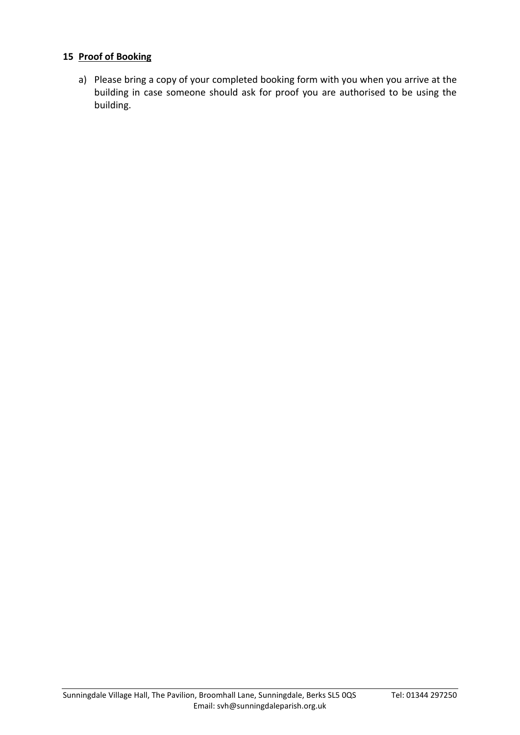## 15 Proof of Booking

a) Please bring a copy of your completed booking form with you when you arrive at the building in case someone should ask for proof you are authorised to be using the building.